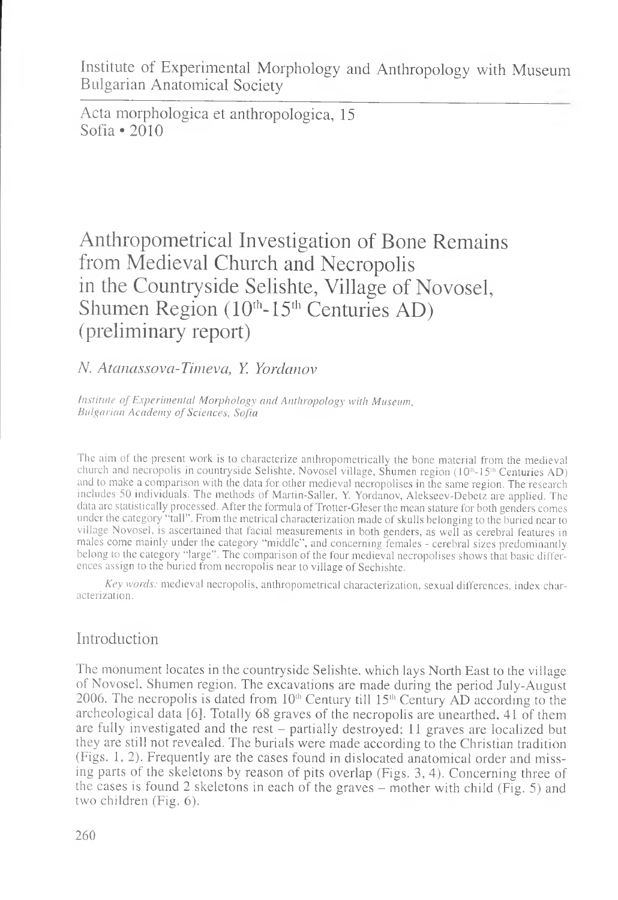Institute of Experimental Morphology and Anthropology with Museum
Bulgarian Anatomical Society

Acta morphologica et anthropologica, 15
Sofia • 2010

# Anthropometrical Investigation of Bone Remains from Medieval Church and Necropolis in the Countryside Selishte, Village of Novosel, Shumen Region ($10^{th}$-$15^{th}$ Centuries AD) (preliminary report)

*N. Atanassova-Timeva, Y. Yordanov*

*Institute of Experimental Morphology and Anthropology with Museum, Bulgarian Academy of Sciences, Sofia*

The aim of the present work is to characterize anthropometrically the bone material from the medieval church and necropolis in countryside Selishte, Novosel village, Shumen region ($10^{th}$-$15^{th}$ Centuries AD) and to make a comparison with the data for other medieval necropolises in the same region. The research includes 50 individuals. The methods of Martin-Saller, Y. Yordanov, Alekseev-Debetz are applied. The data are statistically processed. After the formula of Trotter-Gleser the mean stature for both genders comes under the category "tall". From the metrical characterization made of skulls belonging to the buried near to village Novosel, is ascertained that facial measurements in both genders, as well as cerebral features in males come mainly under the category "middle", and concerning females - cerebral sizes predominantly belong to the category "large". The comparison of the four medieval necropolises shows that basic differences assign to the buried from necropolis near to village of Sechishte.

*Key words:* medieval necropolis, anthropometrical characterization, sexual differences, index characterization.

## Introduction

The monument locates in the countryside Selishte, which lays North East to the village of Novosel, Shumen region. The excavations are made during the period July-August 2006. The necropolis is dated from $10^{th}$ Century till $15^{th}$ Century AD according to the archeological data [6]. Totally 68 graves of the necropolis are unearthed, 41 of them are fully investigated and the rest – partially destroyed; 11 graves are localized but they are still not revealed. The burials were made according to the Christian tradition (Figs. 1, 2). Frequently are the cases found in dislocated anatomical order and missing parts of the skeletons by reason of pits overlap (Figs. 3, 4). Concerning three of the cases is found 2 skeletons in each of the graves – mother with child (Fig. 5) and two children (Fig. 6).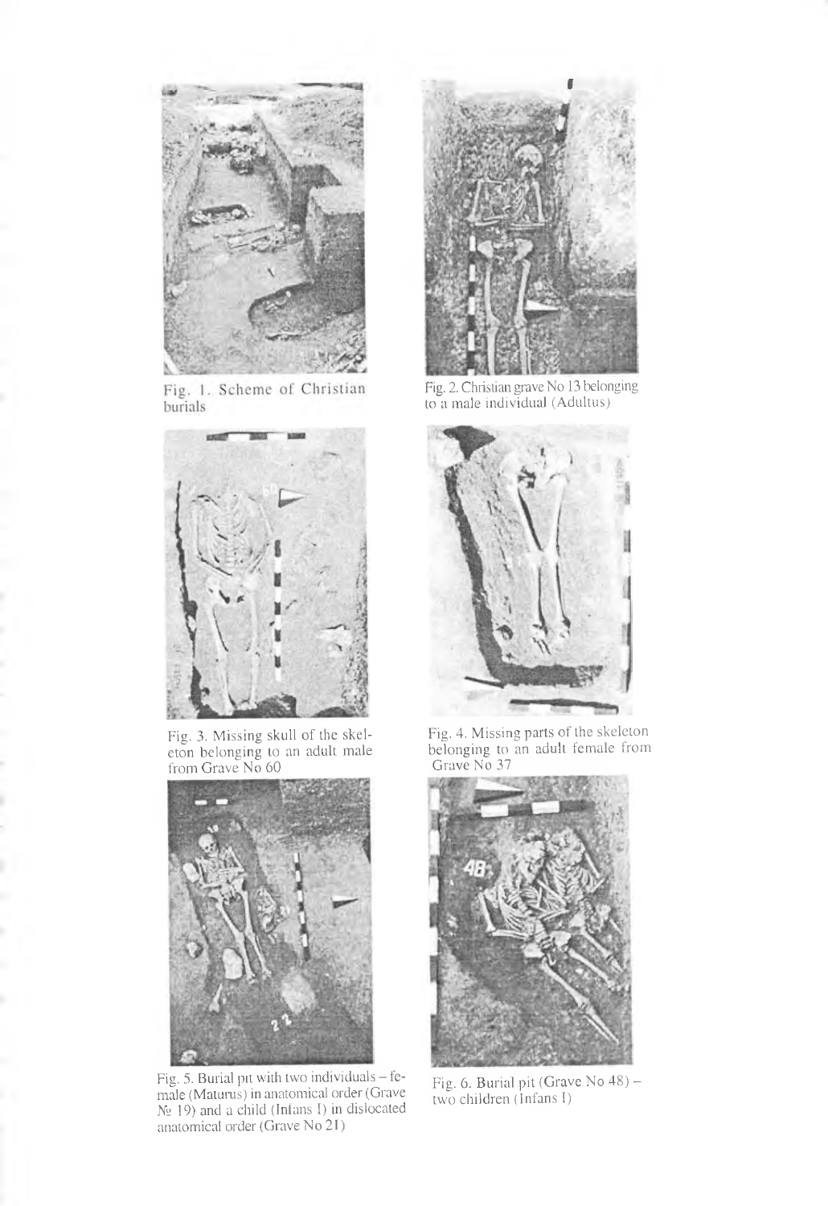Fig. 1. Scheme of Christian burials

Fig. 2. Christian grave No 13 belonging to a male individual (Adultus)

Fig. 3. Missing skull of the skeleton belonging to an adult male from Grave No 60

Fig. 4. Missing parts of the skeleton belonging to an adult female from Grave No 37

Fig. 5. Burial pit with two individuals – female (Maturus) in anatomical order (Grave № 19) and a child (Infans I) in dislocated anatomical order (Grave No 21)

Fig. 6. Burial pit (Grave No 48) – two children (Infans I)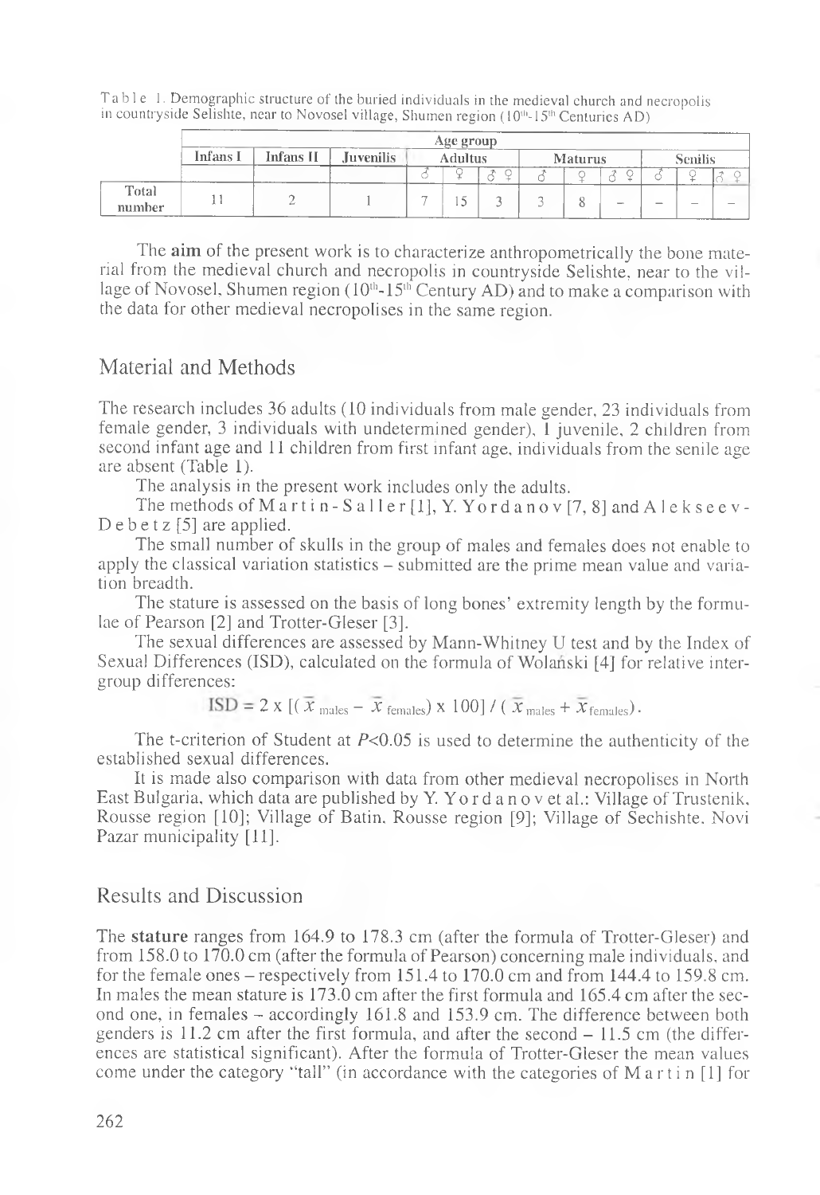Table 1. Demographic structure of the buried individuals in the medieval church and necropolis in countryside Selishte, near to Novosel village, Shumen region ($10^{th}$-$15^{th}$ Centuries AD)

| | Age group | | | | | | | | | | | | |
|---|---|---|---|---|---|---|---|---|---|---|---|---|---|
| | Infans I | Infans II | Juvenilis | Adultus | | | Maturus | | | Senilis | | | |
| | | | | ♂ | ♀ | ♂ ♀ | ♂ | ♀ | ♂ ♀ | ♂ | ♀ | ♂ ♀ | |
| Total number | 11 | 2 | 1 | 7 | 15 | 3 | 3 | 8 | – | – | – | – | |

The **aim** of the present work is to characterize anthropometrically the bone material from the medieval church and necropolis in countryside Selishte, near to the village of Novosel, Shumen region ($10^{th}$-$15^{th}$ Century AD) and to make a comparison with the data for other medieval necropolises in the same region.

## Material and Methods

The research includes 36 adults (10 individuals from male gender, 23 individuals from female gender, 3 individuals with undetermined gender), 1 juvenile, 2 children from second infant age and 11 children from first infant age, individuals from the senile age are absent (Table 1).

The analysis in the present work includes only the adults.

The methods of Martin-Saller [1], Y. Yordanov [7, 8] and Alekseev-Debetz [5] are applied.

The small number of skulls in the group of males and females does not enable to apply the classical variation statistics – submitted are the prime mean value and variation breadth.

The stature is assessed on the basis of long bones' extremity length by the formulae of Pearson [2] and Trotter-Gleser [3].

The sexual differences are assessed by Mann-Whitney U test and by the Index of Sexual Differences (ISD), calculated on the formula of Wolański [4] for relative intergroup differences:

$$ISD = 2 \times [(\bar{x}_{males} - \bar{x}_{females}) \times 100] / (\bar{x}_{males} + \bar{x}_{females}).$$

The t-criterion of Student at $P<0.05$ is used to determine the authenticity of the established sexual differences.

It is made also comparison with data from other medieval necropolises in North East Bulgaria, which data are published by Y. Yordanov et al.: Village of Trustenik, Rousse region [10]; Village of Batin, Rousse region [9]; Village of Sechishte, Novi Pazar municipality [11].

## Results and Discussion

The **stature** ranges from 164.9 to 178.3 cm (after the formula of Trotter-Gleser) and from 158.0 to 170.0 cm (after the formula of Pearson) concerning male individuals, and for the female ones – respectively from 151.4 to 170.0 cm and from 144.4 to 159.8 cm. In males the mean stature is 173.0 cm after the first formula and 165.4 cm after the second one, in females – accordingly 161.8 and 153.9 cm. The difference between both genders is 11.2 cm after the first formula, and after the second – 11.5 cm (the differences are statistical significant). After the formula of Trotter-Gleser the mean values come under the category "tall" (in accordance with the categories of Martin [1] for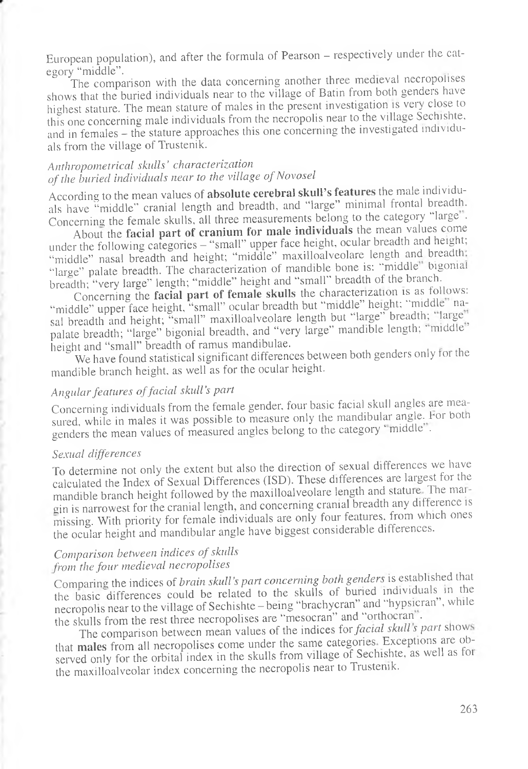European population), and after the formula of Pearson – respectively under the category "middle".

The comparison with the data concerning another three medieval necropolises shows that the buried individuals near to the village of Batin from both genders have highest stature. The mean stature of males in the present investigation is very close to this one concerning male individuals from the necropolis near to the village Sechishte, and in females – the stature approaches this one concerning the investigated individuals from the village of Trustenik.

### *Anthropometrical skulls' characterization of the buried individuals near to the village of Novosel*

According to the mean values of **absolute cerebral skull's features** the male individuals have "middle" cranial length and breadth, and "large" minimal frontal breadth. Concerning the female skulls, all three measurements belong to the category "large".

About the **facial part of cranium for male individuals** the mean values come under the following categories – "small" upper face height, ocular breadth and height; "middle" nasal breadth and height; "middle" maxilloalveolare length and breadth; "large" palate breadth. The characterization of mandible bone is: "middle" bigonial breadth; "very large" length; "middle" height and "small" breadth of the branch.

Concerning the **facial part of female skulls** the characterization is as follows: "middle" upper face height, "small" ocular breadth but "middle" height; "middle" nasal breadth and height; "small" maxilloalveolare length but "large" breadth; "large" palate breadth; "large" bigonial breadth, and "very large" mandible length; "middle" height and "small" breadth of ramus mandibulae.

We have found statistical significant differences between both genders only for the mandible branch height, as well as for the ocular height.

### *Angular features of facial skull's part*

Concerning individuals from the female gender, four basic facial skull angles are measured, while in males it was possible to measure only the mandibular angle. For both genders the mean values of measured angles belong to the category "middle".

### *Sexual differences*

To determine not only the extent but also the direction of sexual differences we have calculated the Index of Sexual Differences (ISD). These differences are largest for the mandible branch height followed by the maxilloalveolare length and stature. The margin is narrowest for the cranial length, and concerning cranial breadth any difference is missing. With priority for female individuals are only four features, from which ones the ocular height and mandibular angle have biggest considerable differences.

### *Comparison between indices of skulls from the four medieval necropolises*

Comparing the indices of *brain skull's part concerning both genders* is established that the basic differences could be related to the skulls of buried individuals in the necropolis near to the village of Sechishte – being "brachycran" and "hypsicran", while the skulls from the rest three necropolises are "mesocran" and "orthocran".

The comparison between mean values of the indices for *facial skull's part* shows that **males** from all necropolises come under the same categories. Exceptions are observed only for the orbital index in the skulls from village of Sechishte, as well as for the maxilloalveolar index concerning the necropolis near to Trustenik.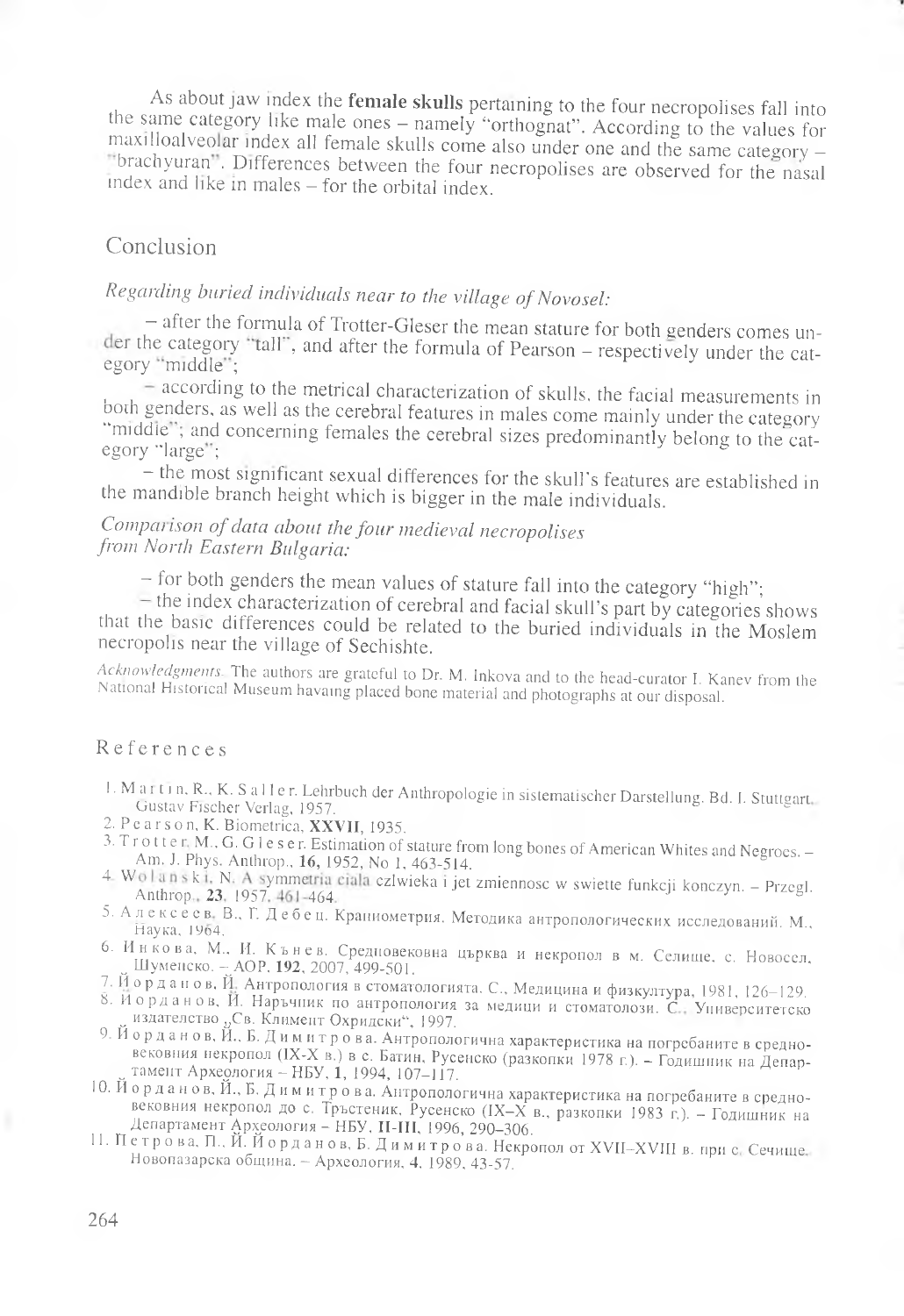As about jaw index the **female skulls** pertaining to the four necropolises fall into the same category like male ones – namely "orthognat". According to the values for maxilloalveolar index all female skulls come also under one and the same category – "brachyuran". Differences between the four necropolises are observed for the nasal index and like in males – for the orbital index.

## Conclusion

*Regarding buried individuals near to the village of Novosel:*

– after the formula of Trotter-Gleser the mean stature for both genders comes under the category "tall", and after the formula of Pearson – respectively under the category "middle";

– according to the metrical characterization of skulls, the facial measurements in both genders, as well as the cerebral features in males come mainly under the category "middle"; and concerning females the cerebral sizes predominantly belong to the category "large";

– the most significant sexual differences for the skull's features are established in the mandible branch height which is bigger in the male individuals.

*Comparison of data about the four medieval necropolises from North Eastern Bulgaria:*

– for both genders the mean values of stature fall into the category "high";

– the index characterization of cerebral and facial skull's part by categories shows that the basic differences could be related to the buried individuals in the Moslem necropolis near the village of Sechishte.

*Acknowledgments.* The authors are grateful to Dr. M. Inkova and to the head-curator I. Kanev from the National Historical Museum havaing placed bone material and photographs at our disposal.

## References

1. Martin, R., K. Saller. Lehrbuch der Anthropologie in sistematischer Darstellung. Bd. I. Stuttgart, Gustav Fischer Verlag, 1957.
2. Pearson, K. Biometrica, **XXVII**, 1935.
3. Trotter, M., G. Gleser. Estimation of stature from long bones of American Whites and Negroes. – Am. J. Phys. Anthrop., **16**, 1952, No 1, 463-514.
4. Wolanski, N. A symmetria ciala czlwieka i jet zmiennosc w swiette funkcji konczyn. – Przegl. Anthrop., **23**, 1957, 461-464.
5. Алексеев, В., Г. Дебец. Краниометрия. Методика антропологических исследований. М., Наука, 1964.
6. Инкова, М., И. Кънев. Средновековна църква и некропол в м. Селище, с. Новосел, Шуменско. – АОР, **192**, 2007, 499-501.
7. Йорданов, Й. Антропология в стоматологията. С., Медицина и физкултура, 1981, 126–129.
8. Йорданов, Й. Наръчник по антропология за медици и стоматолози. С., Университетско издателство „Св. Климент Охридски", 1997.
9. Йорданов, Й., Б. Димитрова. Антропологична характеристика на погребаните в средновековния некропол (IX-X в.) в с. Батин, Русенско (разкопки 1978 г.). – Годишник на Департамент Археология – НБУ, **1**, 1994, 107–117.
10. Йорданов, Й., Б. Димитрова. Антропологична характеристика на погребаните в средновековния некропол до с. Тръстеник, Русенско (IX–X в., разкопки 1983 г.). – Годишник на Департамент Археология – НБУ, **II-III**, 1996, 290–306.
11. Петрова, П., Й. Йорданов, Б. Димитрова. Некропол от XVII–XVIII в. при с. Сечище, Новопазарска община. – Археология, **4**, 1989, 43-57.